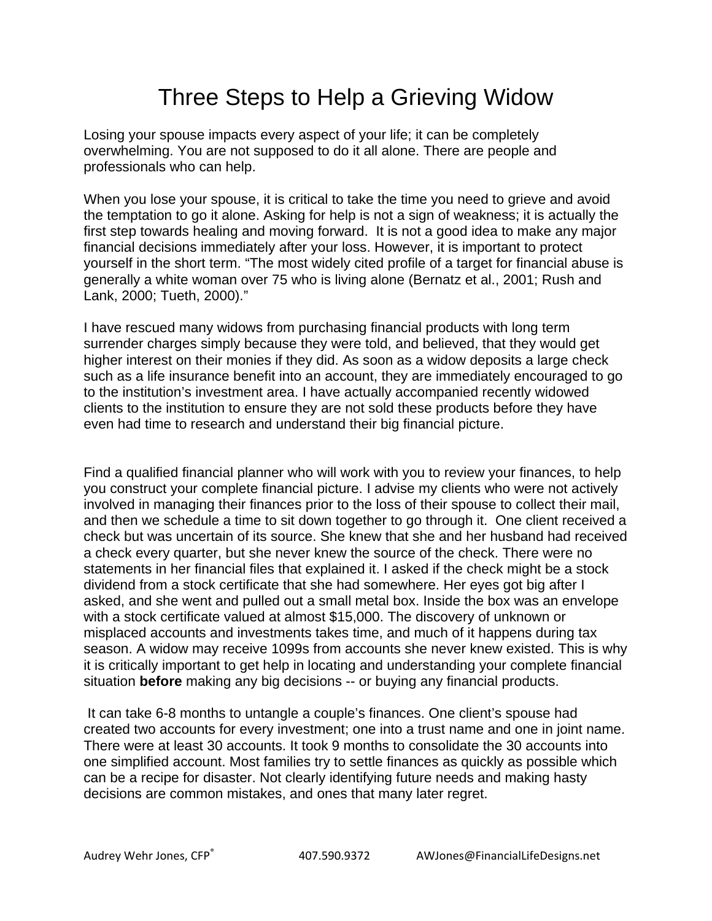# Three Steps to Help a Grieving Widow

Losing your spouse impacts every aspect of your life; it can be completely overwhelming. You are not supposed to do it all alone. There are people and professionals who can help.

When you lose your spouse, it is critical to take the time you need to grieve and avoid the temptation to go it alone. Asking for help is not a sign of weakness; it is actually the first step towards healing and moving forward. It is not a good idea to make any major financial decisions immediately after your loss. However, it is important to protect yourself in the short term. "The most widely cited profile of a target for financial abuse is generally a white woman over 75 who is living alone (Bernatz et al., 2001; Rush and Lank, 2000; Tueth, 2000)."

I have rescued many widows from purchasing financial products with long term surrender charges simply because they were told, and believed, that they would get higher interest on their monies if they did. As soon as a widow deposits a large check such as a life insurance benefit into an account, they are immediately encouraged to go to the institution's investment area. I have actually accompanied recently widowed clients to the institution to ensure they are not sold these products before they have even had time to research and understand their big financial picture.

Find a qualified financial planner who will work with you to review your finances, to help you construct your complete financial picture. I advise my clients who were not actively involved in managing their finances prior to the loss of their spouse to collect their mail, and then we schedule a time to sit down together to go through it. One client received a check but was uncertain of its source. She knew that she and her husband had received a check every quarter, but she never knew the source of the check. There were no statements in her financial files that explained it. I asked if the check might be a stock dividend from a stock certificate that she had somewhere. Her eyes got big after I asked, and she went and pulled out a small metal box. Inside the box was an envelope with a stock certificate valued at almost $15,000. The discovery of unknown or misplaced accounts and investments takes time, and much of it happens during tax season. A widow may receive 1099s from accounts she never knew existed. This is why it is critically important to get help in locating and understanding your complete financial situation **before** making any big decisions -- or buying any financial products.

It can take 6-8 months to untangle a couple's finances. One client's spouse had created two accounts for every investment; one into a trust name and one in joint name. There were at least 30 accounts. It took 9 months to consolidate the 30 accounts into one simplified account. Most families try to settle finances as quickly as possible which can be a recipe for disaster. Not clearly identifying future needs and making hasty decisions are common mistakes, and ones that many later regret.

Audrey Wehr Jones, CFP® 407.590.9372 AWJones@FinancialLifeDesigns.net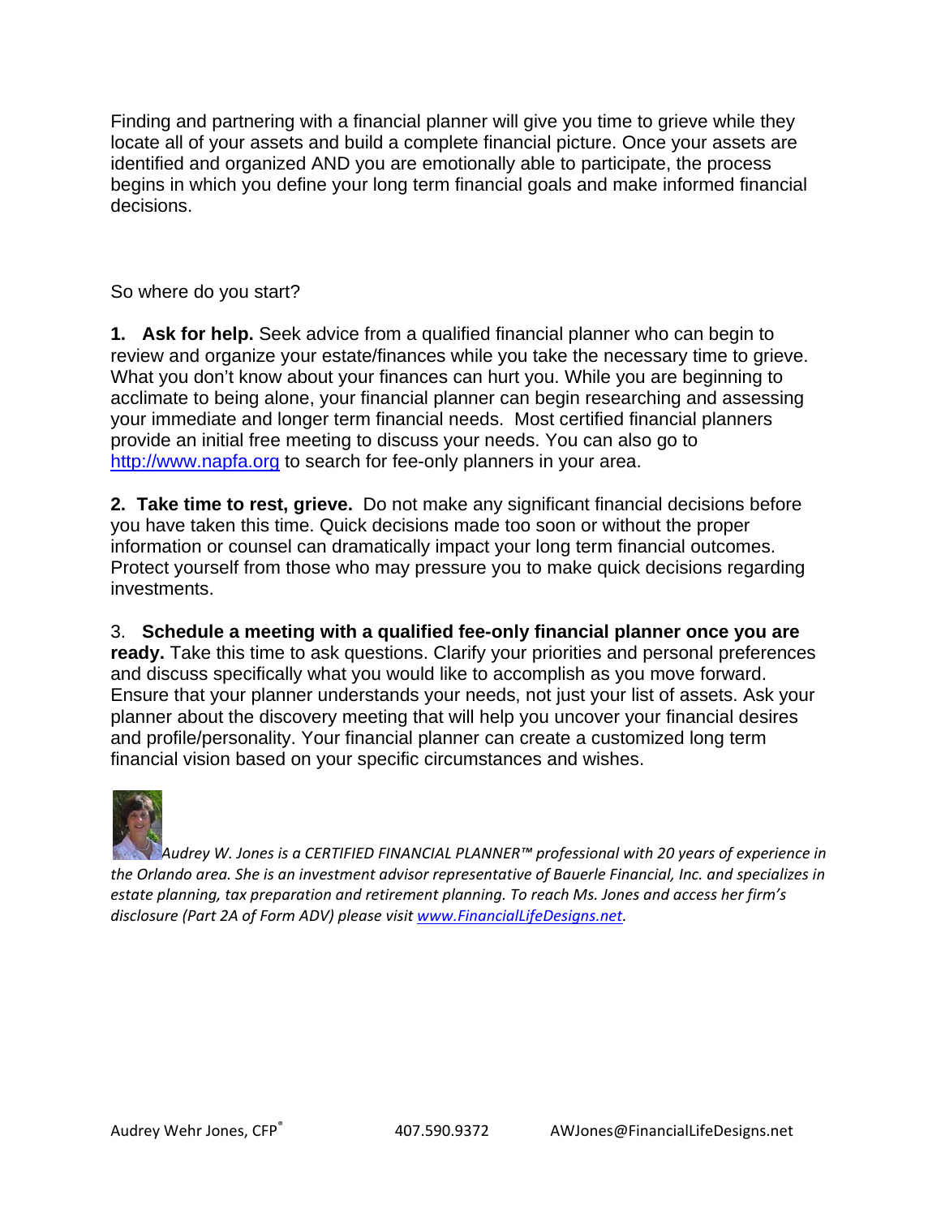Finding and partnering with a financial planner will give you time to grieve while they locate all of your assets and build a complete financial picture. Once your assets are identified and organized AND you are emotionally able to participate, the process begins in which you define your long term financial goals and make informed financial decisions.

So where do you start?

**1. Ask for help.** Seek advice from a qualified financial planner who can begin to review and organize your estate/finances while you take the necessary time to grieve. What you don't know about your finances can hurt you. While you are beginning to acclimate to being alone, your financial planner can begin researching and assessing your immediate and longer term financial needs. Most certified financial planners provide an initial free meeting to discuss your needs. You can also go to http://www.napfa.org to search for fee-only planners in your area.

**2. Take time to rest, grieve.** Do not make any significant financial decisions before you have taken this time. Quick decisions made too soon or without the proper information or counsel can dramatically impact your long term financial outcomes. Protect yourself from those who may pressure you to make quick decisions regarding investments.

3. **Schedule a meeting with a qualified fee-only financial planner once you are ready.** Take this time to ask questions. Clarify your priorities and personal preferences and discuss specifically what you would like to accomplish as you move forward. Ensure that your planner understands your needs, not just your list of assets. Ask your planner about the discovery meeting that will help you uncover your financial desires and profile/personality. Your financial planner can create a customized long term financial vision based on your specific circumstances and wishes.

*Audrey W. Jones is a CERTIFIED FINANCIAL PLANNER™ professional with 20 years of experience in the Orlando area. She is an investment advisor representative of Bauerle Financial, Inc. and specializes in estate planning, tax preparation and retirement planning. To reach Ms. Jones and access her firm's disclosure (Part 2A of Form ADV) please visit www.FinancialLifeDesigns.net.*

Audrey Wehr Jones, CFP® 407.590.9372 AWJones@FinancialLifeDesigns.net